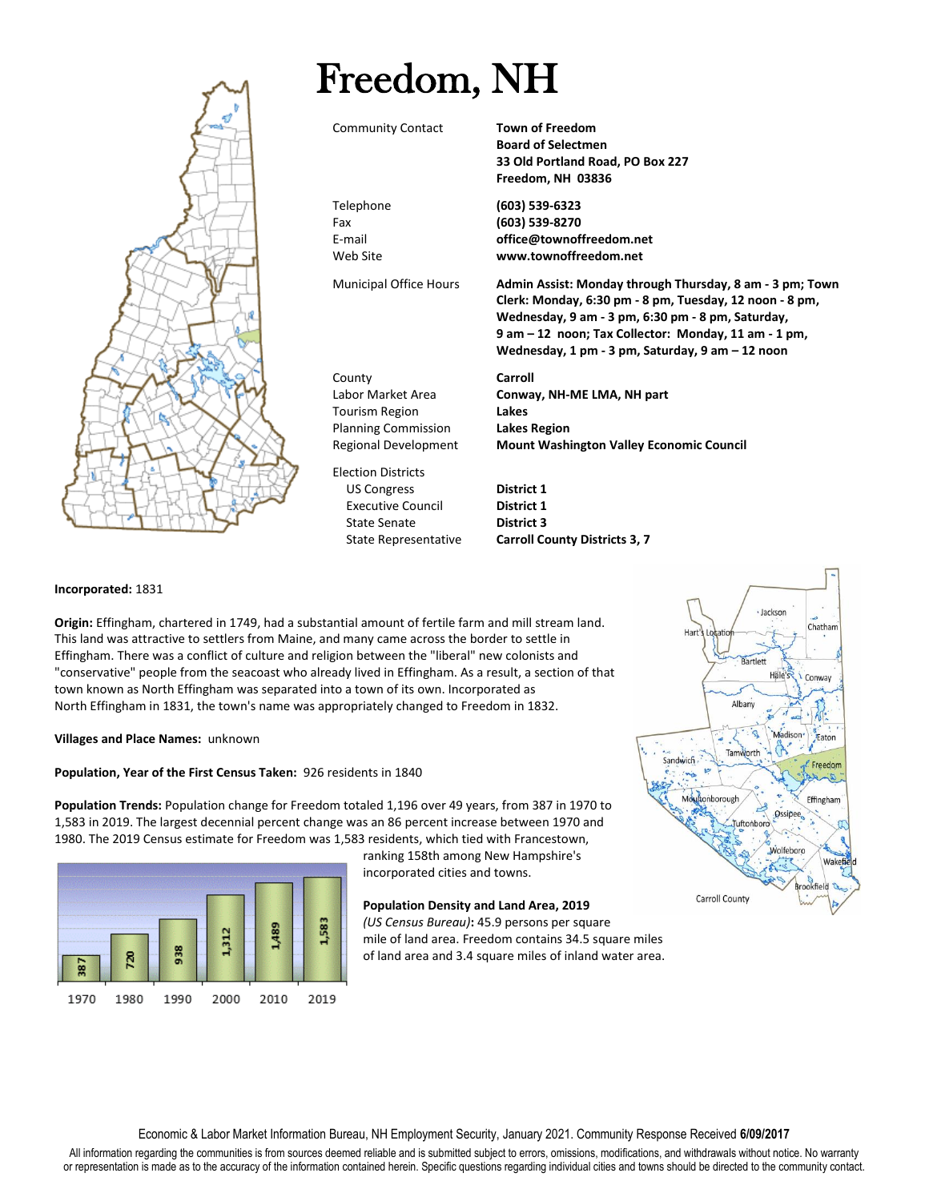# Freedom, NH

| | |
|---|---|
| Community Contact | **Town of Freedom**<br>**Board of Selectmen**<br>**33 Old Portland Road, PO Box 227**<br>**Freedom, NH 03836** |
| Telephone | **(603) 539-6323** |
| Fax | **(603) 539-8270** |
| E-mail | **office@townoffreedom.net** |
| Web Site | **www.townoffreedom.net** |
| Municipal Office Hours | **Admin Assist: Monday through Thursday, 8 am - 3 pm; Town Clerk: Monday, 6:30 pm - 8 pm, Tuesday, 12 noon - 8 pm, Wednesday, 9 am - 3 pm, 6:30 pm - 8 pm, Saturday, 9 am – 12 noon; Tax Collector: Monday, 11 am - 1 pm, Wednesday, 1 pm - 3 pm, Saturday, 9 am – 12 noon** |
| County | **Carroll** |
| Labor Market Area | **Conway, NH-ME LMA, NH part** |
| Tourism Region | **Lakes** |
| Planning Commission | **Lakes Region** |
| Regional Development | **Mount Washington Valley Economic Council** |
| Election Districts | |
| US Congress | **District 1** |
| Executive Council | **District 1** |
| State Senate | **District 3** |
| State Representative | **Carroll County Districts 3, 7** |

**Incorporated:** 1831

**Origin:** Effingham, chartered in 1749, had a substantial amount of fertile farm and mill stream land. This land was attractive to settlers from Maine, and many came across the border to settle in Effingham. There was a conflict of culture and religion between the "liberal" new colonists and "conservative" people from the seacoast who already lived in Effingham. As a result, a section of that town known as North Effingham was separated into a town of its own. Incorporated as North Effingham in 1831, the town's name was appropriately changed to Freedom in 1832.

**Villages and Place Names:** unknown

**Population, Year of the First Census Taken:** 926 residents in 1840

**Population Trends:** Population change for Freedom totaled 1,196 over 49 years, from 387 in 1970 to 1,583 in 2019. The largest decennial percent change was an 86 percent increase between 1970 and 1980. The 2019 Census estimate for Freedom was 1,583 residents, which tied with Francestown, ranking 158th among New Hampshire's incorporated cities and towns.

| 1970 | 1980 | 1990 | 2000 | 2010 | 2019 |
|---|---|---|---|---|---|
| 387 | 720 | 938 | 1,312 | 1,489 | 1,583 |

**Population Density and Land Area, 2019** *(US Census Bureau)***:** 45.9 persons per square mile of land area. Freedom contains 34.5 square miles of land area and 3.4 square miles of inland water area.

Carroll County

Economic & Labor Market Information Bureau, NH Employment Security, January 2021. Community Response Received **6/09/2017**

All information regarding the communities is from sources deemed reliable and is submitted subject to errors, omissions, modifications, and withdrawals without notice. No warranty or representation is made as to the accuracy of the information contained herein. Specific questions regarding individual cities and towns should be directed to the community contact.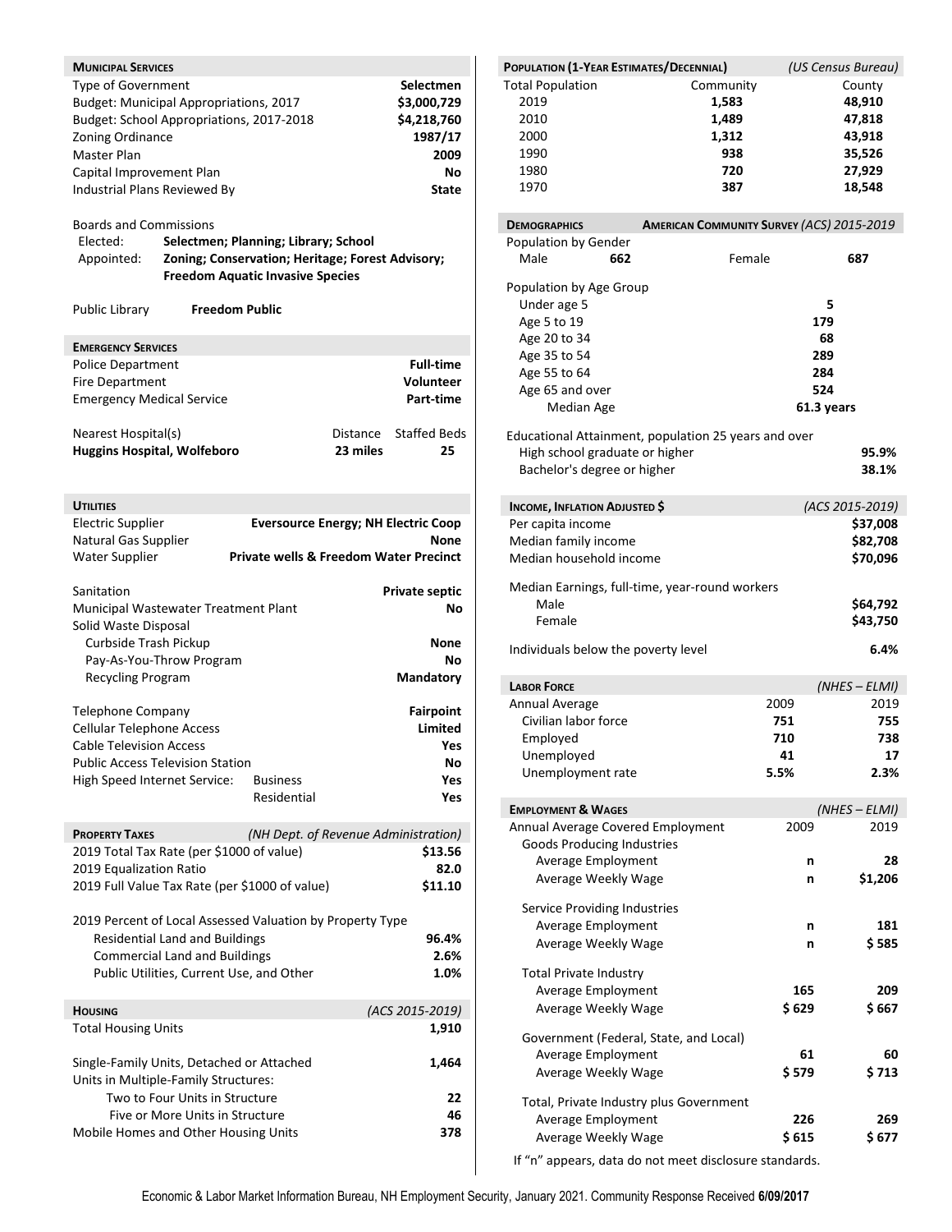## Municipal Services

| | |
|---|---|
| Type of Government | **Selectmen** |
| Budget: Municipal Appropriations, 2017 | **$3,000,729** |
| Budget: School Appropriations, 2017-2018 | **$4,218,760** |
| Zoning Ordinance | **1987/17** |
| Master Plan | **2009** |
| Capital Improvement Plan | **No** |
| Industrial Plans Reviewed By | **State** |

Boards and Commissions
- Elected: **Selectmen; Planning; Library; School**
- Appointed: **Zoning; Conservation; Heritage; Forest Advisory; Freedom Aquatic Invasive Species**

Public Library **Freedom Public**

## Emergency Services

| | |
|---|---|
| Police Department | **Full-time** |
| Fire Department | **Volunteer** |
| Emergency Medical Service | **Part-time** |

| Nearest Hospital(s) | Distance | Staffed Beds |
|---|---|---|
| **Huggins Hospital, Wolfeboro** | **23 miles** | **25** |

## Utilities

| | |
|---|---|
| Electric Supplier | **Eversource Energy; NH Electric Coop** |
| Natural Gas Supplier | **None** |
| Water Supplier | **Private wells & Freedom Water Precinct** |
| Sanitation | **Private septic** |
| Municipal Wastewater Treatment Plant | **No** |
| Solid Waste Disposal | |
| Curbside Trash Pickup | **None** |
| Pay-As-You-Throw Program | **No** |
| Recycling Program | **Mandatory** |
| Telephone Company | **Fairpoint** |
| Cellular Telephone Access | **Limited** |
| Cable Television Access | **Yes** |
| Public Access Television Station | **No** |
| High Speed Internet Service: Business | **Yes** |
| High Speed Internet Service: Residential | **Yes** |

## Property Taxes *(NH Dept. of Revenue Administration)*

| | |
|---|---|
| 2019 Total Tax Rate (per $1000 of value) | **$13.56** |
| 2019 Equalization Ratio | **82.0** |
| 2019 Full Value Tax Rate (per $1000 of value) | **$11.10** |

2019 Percent of Local Assessed Valuation by Property Type

| | |
|---|---|
| Residential Land and Buildings | **96.4%** |
| Commercial Land and Buildings | **2.6%** |
| Public Utilities, Current Use, and Other | **1.0%** |

## Housing *(ACS 2015-2019)*

| | |
|---|---|
| Total Housing Units | **1,910** |
| Single-Family Units, Detached or Attached | **1,464** |
| Units in Multiple-Family Structures: | |
| Two to Four Units in Structure | **22** |
| Five or More Units in Structure | **46** |
| Mobile Homes and Other Housing Units | **378** |

## Population (1-Year Estimates/Decennial) *(US Census Bureau)*

| Total Population | Community | County |
|---|---|---|
| 2019 | **1,583** | **48,910** |
| 2010 | **1,489** | **47,818** |
| 2000 | **1,312** | **43,918** |
| 1990 | **938** | **35,526** |
| 1980 | **720** | **27,929** |
| 1970 | **387** | **18,548** |

## Demographics *American Community Survey (ACS) 2015-2019*

Population by Gender

| Male | Female |
|---|---|
| **662** | **687** |

Population by Age Group

| | |
|---|---|
| Under age 5 | **5** |
| Age 5 to 19 | **179** |
| Age 20 to 34 | **68** |
| Age 35 to 54 | **289** |
| Age 55 to 64 | **284** |
| Age 65 and over | **524** |
| Median Age | **61.3 years** |

Educational Attainment, population 25 years and over

| | |
|---|---|
| High school graduate or higher | **95.9%** |
| Bachelor's degree or higher | **38.1%** |

## Income, Inflation Adjusted $ *(ACS 2015-2019)*

| | |
|---|---|
| Per capita income | **$37,008** |
| Median family income | **$82,708** |
| Median household income | **$70,096** |

Median Earnings, full-time, year-round workers

| | |
|---|---|
| Male | **$64,792** |
| Female | **$43,750** |

| | |
|---|---|
| Individuals below the poverty level | **6.4%** |

## Labor Force *(NHES – ELMI)*

| Annual Average | 2009 | 2019 |
|---|---|---|
| Civilian labor force | **751** | **755** |
| Employed | **710** | **738** |
| Unemployed | **41** | **17** |
| Unemployment rate | **5.5%** | **2.3%** |

## Employment & Wages *(NHES – ELMI)*

| Annual Average Covered Employment | 2009 | 2019 |
|---|---|---|
| **Goods Producing Industries** | | |
| Average Employment | **n** | **28** |
| Average Weekly Wage | **n** | **$1,206** |
| **Service Providing Industries** | | |
| Average Employment | **n** | **181** |
| Average Weekly Wage | **n** | **$ 585** |
| **Total Private Industry** | | |
| Average Employment | **165** | **209** |
| Average Weekly Wage | **$ 629** | **$ 667** |
| **Government (Federal, State, and Local)** | | |
| Average Employment | **61** | **60** |
| Average Weekly Wage | **$ 579** | **$ 713** |
| **Total, Private Industry plus Government** | | |
| Average Employment | **226** | **269** |
| Average Weekly Wage | **$ 615** | **$ 677** |

If "n" appears, data do not meet disclosure standards.

Economic & Labor Market Information Bureau, NH Employment Security, January 2021. Community Response Received **6/09/2017**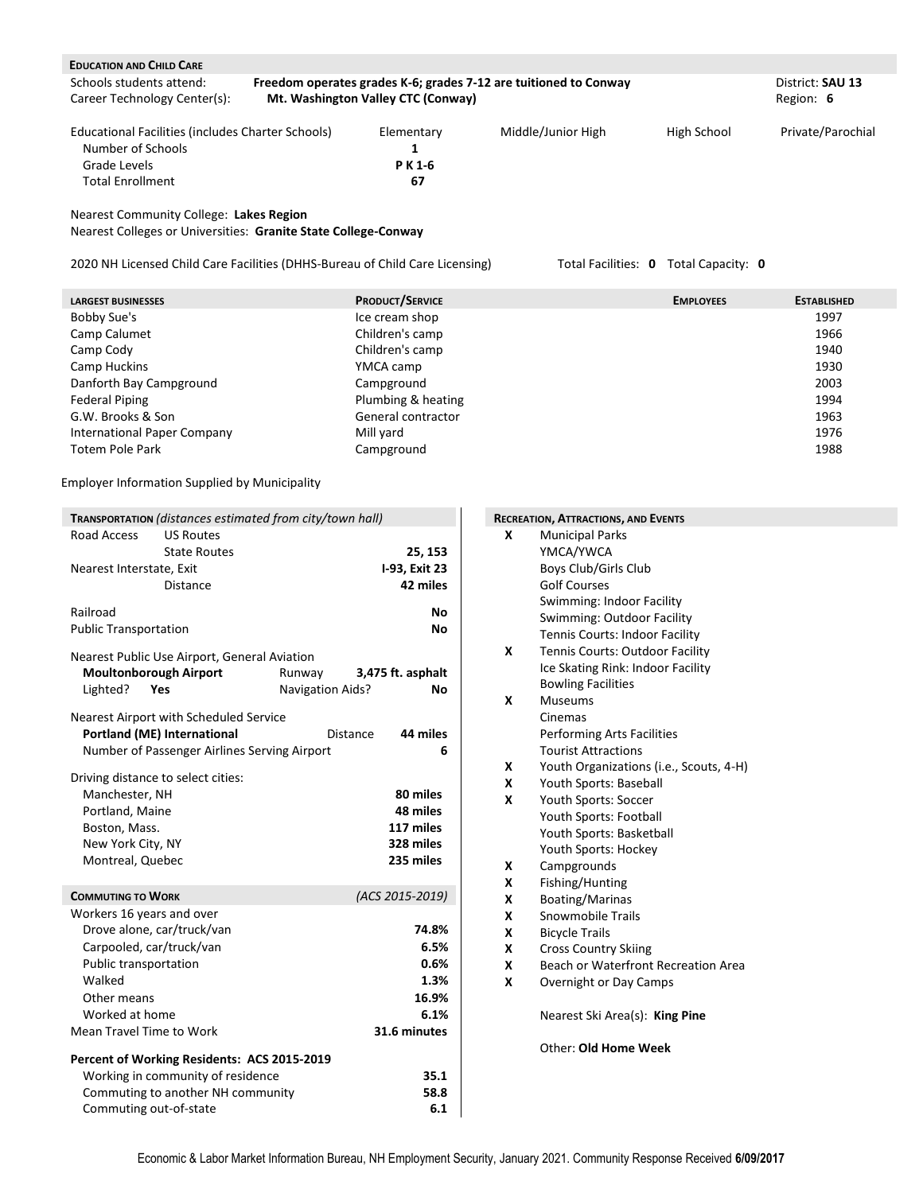## EDUCATION AND CHILD CARE

Schools students attend: **Freedom operates grades K-6; grades 7-12 are tuitioned to Conway** District: **SAU 13**

Career Technology Center(s): **Mt. Washington Valley CTC (Conway)** Region: **6**

| Educational Facilities (includes Charter Schools) | Elementary | Middle/Junior High | High School | Private/Parochial |
|---|---|---|---|---|
| Number of Schools | **1** | | | |
| Grade Levels | **P K 1-6** | | | |
| Total Enrollment | **67** | | | |

Nearest Community College: **Lakes Region**

Nearest Colleges or Universities: **Granite State College-Conway**

2020 NH Licensed Child Care Facilities (DHHS-Bureau of Child Care Licensing) Total Facilities: **0** Total Capacity: **0**

| LARGEST BUSINESSES | PRODUCT/SERVICE | EMPLOYEES | ESTABLISHED |
|---|---|---|---|
| Bobby Sue's | Ice cream shop | | 1997 |
| Camp Calumet | Children's camp | | 1966 |
| Camp Cody | Children's camp | | 1940 |
| Camp Huckins | YMCA camp | | 1930 |
| Danforth Bay Campground | Campground | | 2003 |
| Federal Piping | Plumbing & heating | | 1994 |
| G.W. Brooks & Son | General contractor | | 1963 |
| International Paper Company | Mill yard | | 1976 |
| Totem Pole Park | Campground | | 1988 |

Employer Information Supplied by Municipality

## TRANSPORTATION *(distances estimated from city/town hall)*

| | |
|---|---|
| Road Access US Routes | |
| State Routes | **25, 153** |
| Nearest Interstate, Exit | **I-93, Exit 23** |
| Distance | **42 miles** |
| Railroad | **No** |
| Public Transportation | **No** |

Nearest Public Use Airport, General Aviation

**Moultonborough Airport** Runway **3,475 ft. asphalt**

Lighted? **Yes** Navigation Aids? **No**

Nearest Airport with Scheduled Service

**Portland (ME) International** Distance **44 miles**

Number of Passenger Airlines Serving Airport **6**

| Driving distance to select cities: | |
|---|---|
| Manchester, NH | **80 miles** |
| Portland, Maine | **48 miles** |
| Boston, Mass. | **117 miles** |
| New York City, NY | **328 miles** |
| Montreal, Quebec | **235 miles** |

## COMMUTING TO WORK *(ACS 2015-2019)*

| Workers 16 years and over | |
|---|---|
| Drove alone, car/truck/van | **74.8%** |
| Carpooled, car/truck/van | **6.5%** |
| Public transportation | **0.6%** |
| Walked | **1.3%** |
| Other means | **16.9%** |
| Worked at home | **6.1%** |
| Mean Travel Time to Work | **31.6 minutes** |

| Percent of Working Residents: ACS 2015-2019 | |
|---|---|
| Working in community of residence | **35.1** |
| Commuting to another NH community | **58.8** |
| Commuting out-of-state | **6.1** |

## RECREATION, ATTRACTIONS, AND EVENTS

| | |
|---|---|
| X | Municipal Parks |
| | YMCA/YWCA |
| | Boys Club/Girls Club |
| | Golf Courses |
| | Swimming: Indoor Facility |
| | Swimming: Outdoor Facility |
| | Tennis Courts: Indoor Facility |
| X | Tennis Courts: Outdoor Facility |
| | Ice Skating Rink: Indoor Facility |
| | Bowling Facilities |
| X | Museums |
| | Cinemas |
| | Performing Arts Facilities |
| | Tourist Attractions |
| X | Youth Organizations (i.e., Scouts, 4-H) |
| X | Youth Sports: Baseball |
| X | Youth Sports: Soccer |
| | Youth Sports: Football |
| | Youth Sports: Basketball |
| | Youth Sports: Hockey |
| X | Campgrounds |
| X | Fishing/Hunting |
| X | Boating/Marinas |
| X | Snowmobile Trails |
| X | Bicycle Trails |
| X | Cross Country Skiing |
| X | Beach or Waterfront Recreation Area |
| X | Overnight or Day Camps |

Nearest Ski Area(s): **King Pine**

Other: **Old Home Week**

Economic & Labor Market Information Bureau, NH Employment Security, January 2021. Community Response Received **6/09/2017**